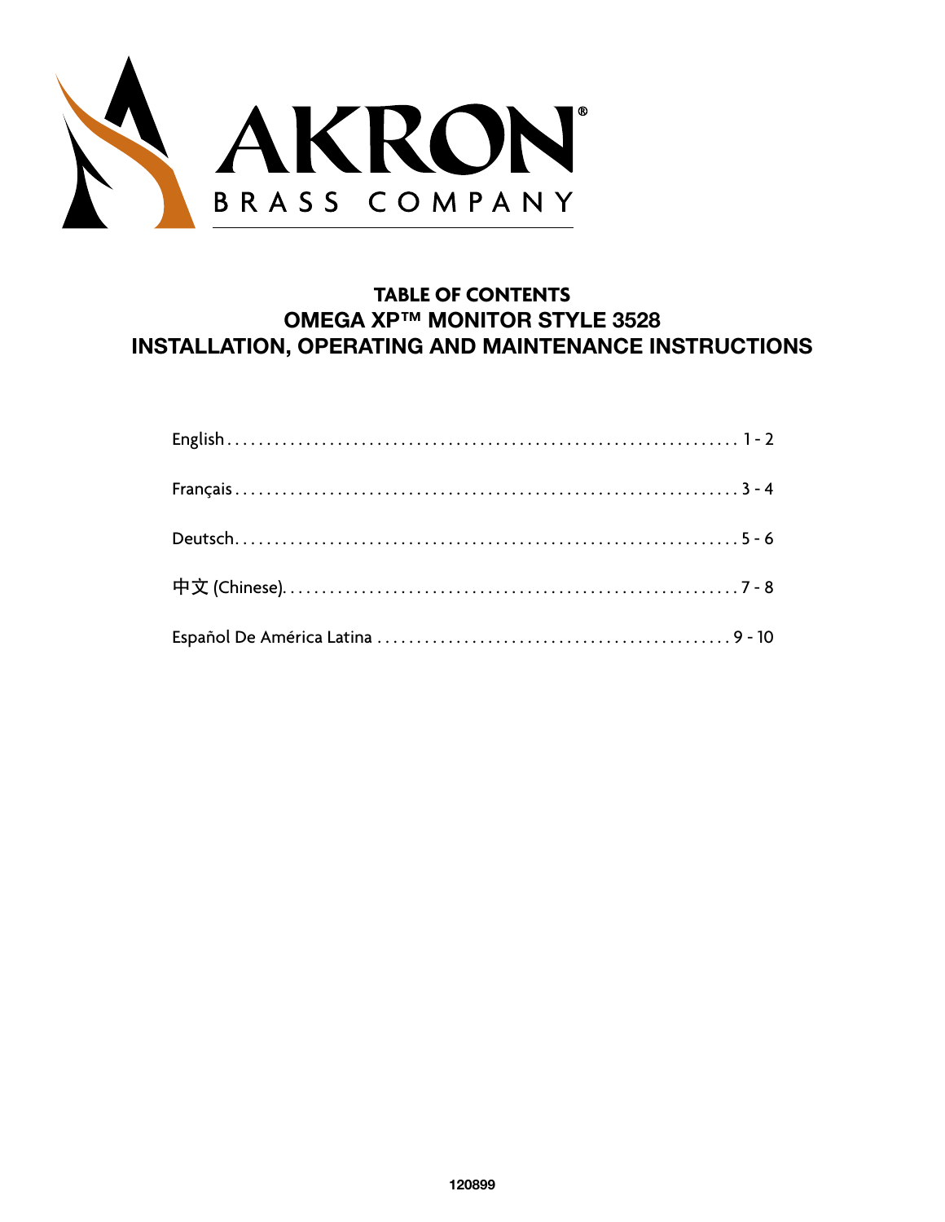AKRON®
BRASS COMPANY

# TABLE OF CONTENTS
## OMEGA XP™ MONITOR STYLE 3528
## INSTALLATION, OPERATING AND MAINTENANCE INSTRUCTIONS

English ........................................................ 1 - 2

Français ........................................................ 3 - 4

Deutsch ........................................................ 5 - 6

中文 (Chinese) ........................................................ 7 - 8

Español De América Latina ........................................................ 9 - 10

120899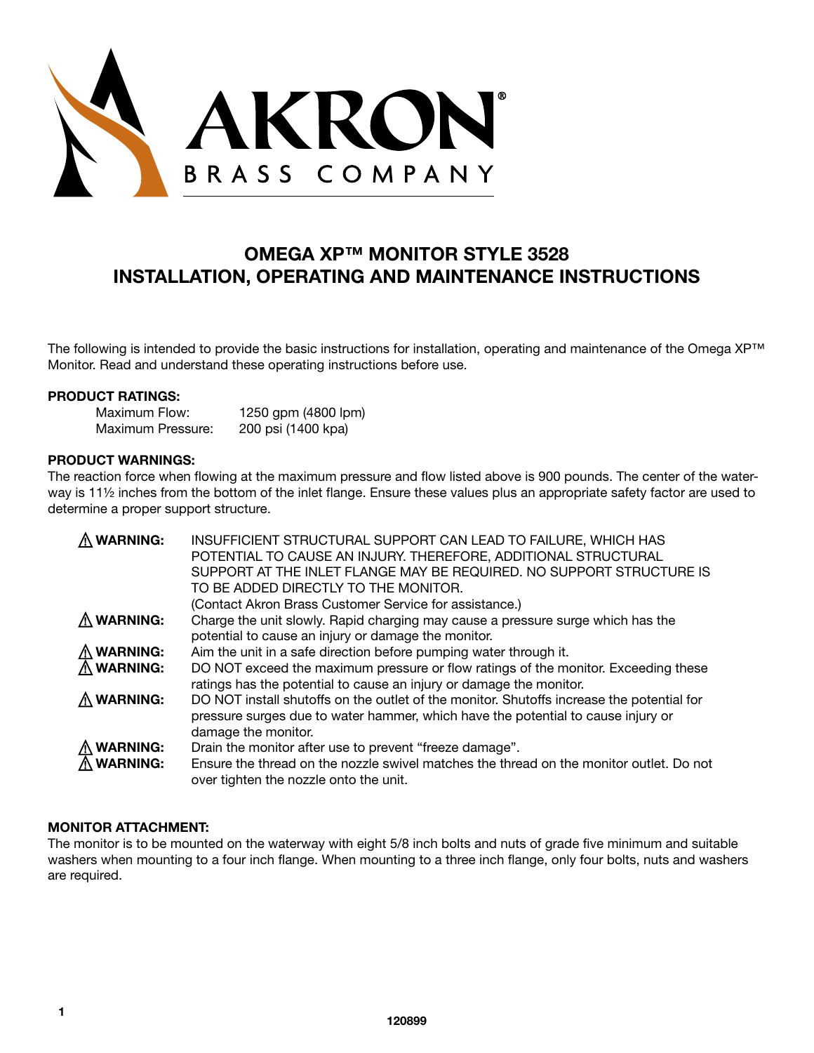AKRON®

BRASS COMPANY

# OMEGA XP™ MONITOR STYLE 3528
# INSTALLATION, OPERATING AND MAINTENANCE INSTRUCTIONS

The following is intended to provide the basic instructions for installation, operating and maintenance of the Omega XP™ Monitor. Read and understand these operating instructions before use.

**PRODUCT RATINGS:**

| | |
|---|---|
| Maximum Flow: | 1250 gpm (4800 lpm) |
| Maximum Pressure: | 200 psi (1400 kpa) |

**PRODUCT WARNINGS:**

The reaction force when flowing at the maximum pressure and flow listed above is 900 pounds. The center of the waterway is 11½ inches from the bottom of the inlet flange. Ensure these values plus an appropriate safety factor are used to determine a proper support structure.

| | |
|---|---|
| ⚠ **WARNING:** | INSUFFICIENT STRUCTURAL SUPPORT CAN LEAD TO FAILURE, WHICH HAS POTENTIAL TO CAUSE AN INJURY. THEREFORE, ADDITIONAL STRUCTURAL SUPPORT AT THE INLET FLANGE MAY BE REQUIRED. NO SUPPORT STRUCTURE IS TO BE ADDED DIRECTLY TO THE MONITOR. (Contact Akron Brass Customer Service for assistance.) |
| ⚠ **WARNING:** | Charge the unit slowly. Rapid charging may cause a pressure surge which has the potential to cause an injury or damage the monitor. |
| ⚠ **WARNING:** | Aim the unit in a safe direction before pumping water through it. |
| ⚠ **WARNING:** | DO NOT exceed the maximum pressure or flow ratings of the monitor. Exceeding these ratings has the potential to cause an injury or damage the monitor. |
| ⚠ **WARNING:** | DO NOT install shutoffs on the outlet of the monitor. Shutoffs increase the potential for pressure surges due to water hammer, which have the potential to cause injury or damage the monitor. |
| ⚠ **WARNING:** | Drain the monitor after use to prevent "freeze damage". |
| ⚠ **WARNING:** | Ensure the thread on the nozzle swivel matches the thread on the monitor outlet. Do not over tighten the nozzle onto the unit. |

**MONITOR ATTACHMENT:**

The monitor is to be mounted on the waterway with eight 5/8 inch bolts and nuts of grade five minimum and suitable washers when mounting to a four inch flange. When mounting to a three inch flange, only four bolts, nuts and washers are required.

120899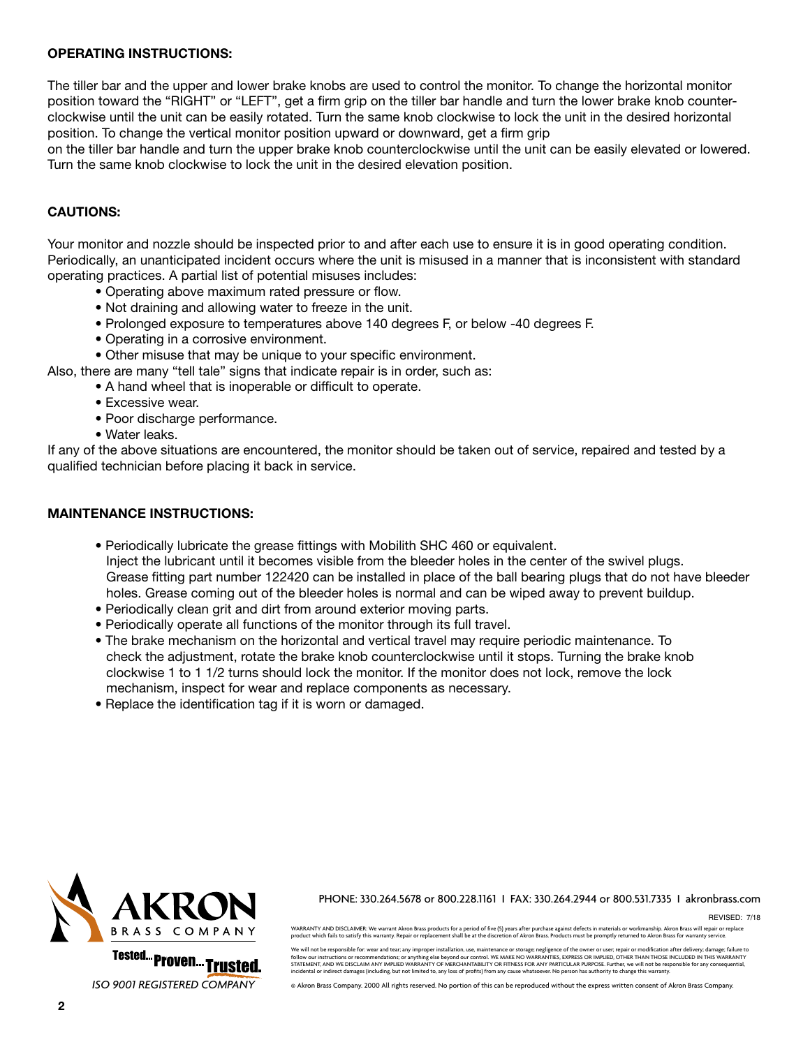**OPERATING INSTRUCTIONS:**

The tiller bar and the upper and lower brake knobs are used to control the monitor. To change the horizontal monitor position toward the "RIGHT" or "LEFT", get a firm grip on the tiller bar handle and turn the lower brake knob counter-clockwise until the unit can be easily rotated. Turn the same knob clockwise to lock the unit in the desired horizontal position. To change the vertical monitor position upward or downward, get a firm grip on the tiller bar handle and turn the upper brake knob counterclockwise until the unit can be easily elevated or lowered. Turn the same knob clockwise to lock the unit in the desired elevation position.

**CAUTIONS:**

Your monitor and nozzle should be inspected prior to and after each use to ensure it is in good operating condition. Periodically, an unanticipated incident occurs where the unit is misused in a manner that is inconsistent with standard operating practices. A partial list of potential misuses includes:

- Operating above maximum rated pressure or flow.
- Not draining and allowing water to freeze in the unit.
- Prolonged exposure to temperatures above 140 degrees F, or below -40 degrees F.
- Operating in a corrosive environment.
- Other misuse that may be unique to your specific environment.

Also, there are many "tell tale" signs that indicate repair is in order, such as:

- A hand wheel that is inoperable or difficult to operate.
- Excessive wear.
- Poor discharge performance.
- Water leaks.

If any of the above situations are encountered, the monitor should be taken out of service, repaired and tested by a qualified technician before placing it back in service.

**MAINTENANCE INSTRUCTIONS:**

- Periodically lubricate the grease fittings with Mobilith SHC 460 or equivalent. Inject the lubricant until it becomes visible from the bleeder holes in the center of the swivel plugs. Grease fitting part number 122420 can be installed in place of the ball bearing plugs that do not have bleeder holes. Grease coming out of the bleeder holes is normal and can be wiped away to prevent buildup.
- Periodically clean grit and dirt from around exterior moving parts.
- Periodically operate all functions of the monitor through its full travel.
- The brake mechanism on the horizontal and vertical travel may require periodic maintenance. To check the adjustment, rotate the brake knob counterclockwise until it stops. Turning the brake knob clockwise 1 to 1 1/2 turns should lock the monitor. If the monitor does not lock, remove the lock mechanism, inspect for wear and replace components as necessary.
- Replace the identification tag if it is worn or damaged.

AKRON BRASS COMPANY

Tested... Proven... Trusted.

*ISO 9001 REGISTERED COMPANY*

PHONE: 330.264.5678 or 800.228.1161 I FAX: 330.264.2944 or 800.531.7335 I akronbrass.com

REVISED: 7/18

WARRANTY AND DISCLAIMER: We warrant Akron Brass products for a period of five (5) years after purchase against defects in materials or workmanship. Akron Brass will repair or replace product which fails to satisfy this warranty. Repair or replacement shall be at the discretion of Akron Brass. Products must be promptly returned to Akron Brass for warranty service.

We will not be responsible for: wear and tear; any improper installation, use, maintenance or storage; negligence of the owner or user; repair or modification after delivery; damage; failure to follow our instructions or recommendations; or anything else beyond our control. WE MAKE NO WARRANTIES, EXPRESS OR IMPLIED, OTHER THAN THOSE INCLUDED IN THIS WARRANTY STATEMENT, AND WE DISCLAIM ANY IMPLIED WARRANTY OF MERCHANTABILITY OR FITNESS FOR ANY PARTICULAR PURPOSE. Further, we will not be responsible for any consequential, incidental or indirect damages (including, but not limited to, any loss of profits) from any cause whatsoever. No person has authority to change this warranty.

© Akron Brass Company. 2000 All rights reserved. No portion of this can be reproduced without the express written consent of Akron Brass Company.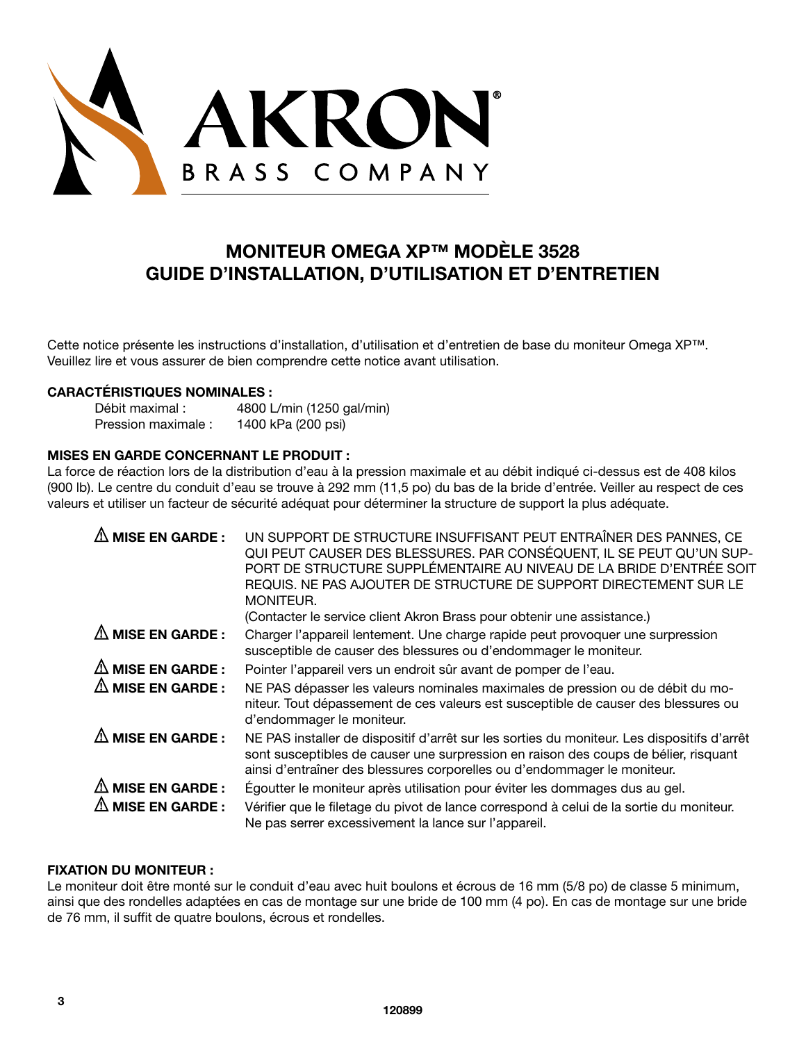AKRON®
BRASS COMPANY

# MONITEUR OMEGA XP™ MODÈLE 3528
# GUIDE D'INSTALLATION, D'UTILISATION ET D'ENTRETIEN

Cette notice présente les instructions d'installation, d'utilisation et d'entretien de base du moniteur Omega XP™. Veuillez lire et vous assurer de bien comprendre cette notice avant utilisation.

**CARACTÉRISTIQUES NOMINALES :**

| | |
|---|---|
| Débit maximal : | 4800 L/min (1250 gal/min) |
| Pression maximale : | 1400 kPa (200 psi) |

**MISES EN GARDE CONCERNANT LE PRODUIT :**

La force de réaction lors de la distribution d'eau à la pression maximale et au débit indiqué ci-dessus est de 408 kilos (900 lb). Le centre du conduit d'eau se trouve à 292 mm (11,5 po) du bas de la bride d'entrée. Veiller au respect de ces valeurs et utiliser un facteur de sécurité adéquat pour déterminer la structure de support la plus adéquate.

| | |
|---|---|
| ⚠ **MISE EN GARDE :** | UN SUPPORT DE STRUCTURE INSUFFISANT PEUT ENTRAÎNER DES PANNES, CE QUI PEUT CAUSER DES BLESSURES. PAR CONSÉQUENT, IL SE PEUT QU'UN SUPPORT DE STRUCTURE SUPPLÉMENTAIRE AU NIVEAU DE LA BRIDE D'ENTRÉE SOIT REQUIS. NE PAS AJOUTER DE STRUCTURE DE SUPPORT DIRECTEMENT SUR LE MONITEUR. (Contacter le service client Akron Brass pour obtenir une assistance.) |
| ⚠ **MISE EN GARDE :** | Charger l'appareil lentement. Une charge rapide peut provoquer une surpression susceptible de causer des blessures ou d'endommager le moniteur. |
| ⚠ **MISE EN GARDE :** | Pointer l'appareil vers un endroit sûr avant de pomper de l'eau. |
| ⚠ **MISE EN GARDE :** | NE PAS dépasser les valeurs nominales maximales de pression ou de débit du moniteur. Tout dépassement de ces valeurs est susceptible de causer des blessures ou d'endommager le moniteur. |
| ⚠ **MISE EN GARDE :** | NE PAS installer de dispositif d'arrêt sur les sorties du moniteur. Les dispositifs d'arrêt sont susceptibles de causer une surpression en raison des coups de bélier, risquant ainsi d'entraîner des blessures corporelles ou d'endommager le moniteur. |
| ⚠ **MISE EN GARDE :** | Égoutter le moniteur après utilisation pour éviter les dommages dus au gel. |
| ⚠ **MISE EN GARDE :** | Vérifier que le filetage du pivot de lance correspond à celui de la sortie du moniteur. Ne pas serrer excessivement la lance sur l'appareil. |

**FIXATION DU MONITEUR :**

Le moniteur doit être monté sur le conduit d'eau avec huit boulons et écrous de 16 mm (5/8 po) de classe 5 minimum, ainsi que des rondelles adaptées en cas de montage sur une bride de 100 mm (4 po). En cas de montage sur une bride de 76 mm, il suffit de quatre boulons, écrous et rondelles.

120899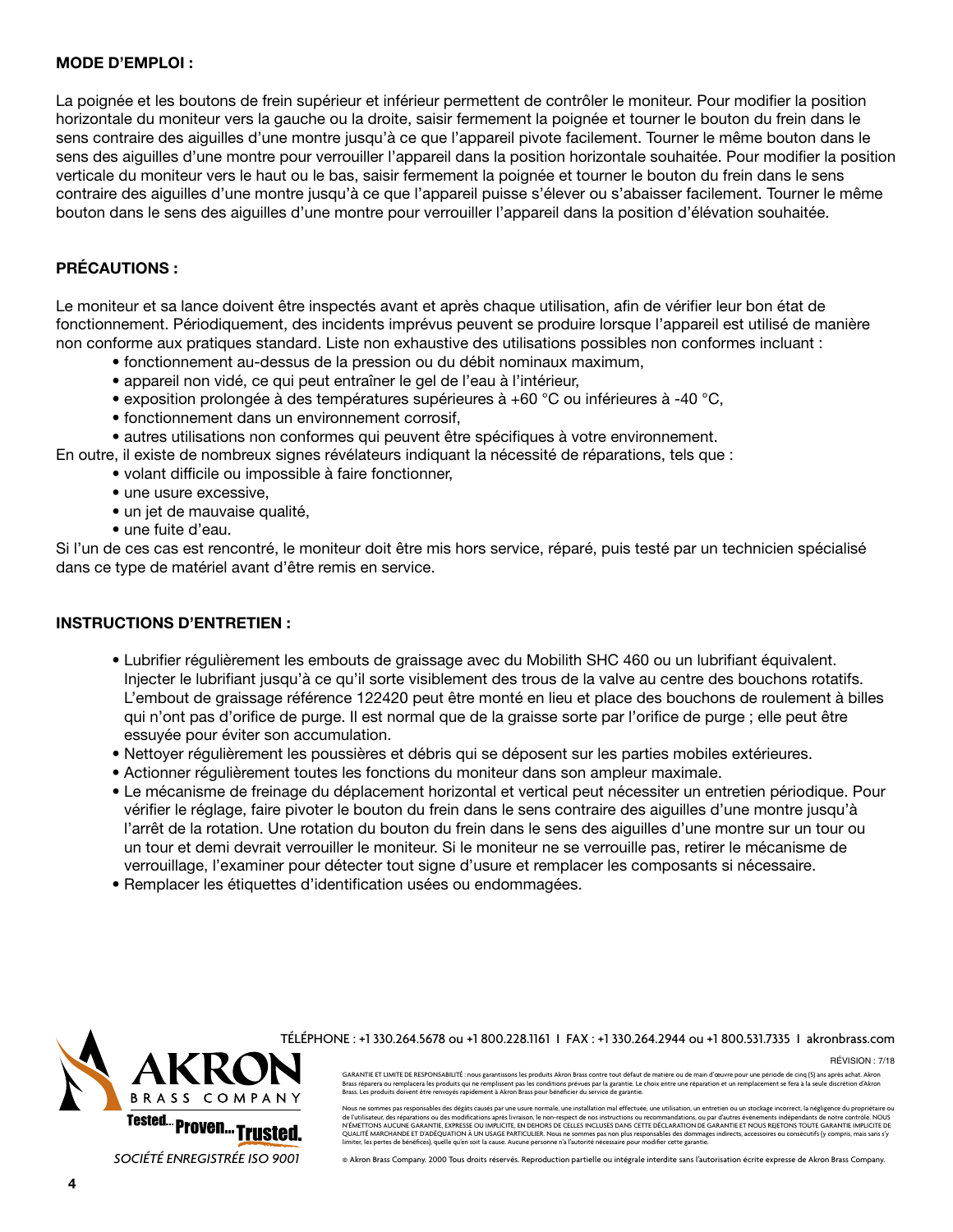## MODE D'EMPLOI :

La poignée et les boutons de frein supérieur et inférieur permettent de contrôler le moniteur. Pour modifier la position horizontale du moniteur vers la gauche ou la droite, saisir fermement la poignée et tourner le bouton du frein dans le sens contraire des aiguilles d'une montre jusqu'à ce que l'appareil pivote facilement. Tourner le même bouton dans le sens des aiguilles d'une montre pour verrouiller l'appareil dans la position horizontale souhaitée. Pour modifier la position verticale du moniteur vers le haut ou le bas, saisir fermement la poignée et tourner le bouton du frein dans le sens contraire des aiguilles d'une montre jusqu'à ce que l'appareil puisse s'élever ou s'abaisser facilement. Tourner le même bouton dans le sens des aiguilles d'une montre pour verrouiller l'appareil dans la position d'élévation souhaitée.

## PRÉCAUTIONS :

Le moniteur et sa lance doivent être inspectés avant et après chaque utilisation, afin de vérifier leur bon état de fonctionnement. Périodiquement, des incidents imprévus peuvent se produire lorsque l'appareil est utilisé de manière non conforme aux pratiques standard. Liste non exhaustive des utilisations possibles non conformes incluant :

- fonctionnement au-dessus de la pression ou du débit nominaux maximum,
- appareil non vidé, ce qui peut entraîner le gel de l'eau à l'intérieur,
- exposition prolongée à des températures supérieures à +60 °C ou inférieures à -40 °C,
- fonctionnement dans un environnement corrosif,
- autres utilisations non conformes qui peuvent être spécifiques à votre environnement.

En outre, il existe de nombreux signes révélateurs indiquant la nécessité de réparations, tels que :

- volant difficile ou impossible à faire fonctionner,
- une usure excessive,
- un jet de mauvaise qualité,
- une fuite d'eau.

Si l'un de ces cas est rencontré, le moniteur doit être mis hors service, réparé, puis testé par un technicien spécialisé dans ce type de matériel avant d'être remis en service.

## INSTRUCTIONS D'ENTRETIEN :

- Lubrifier régulièrement les embouts de graissage avec du Mobilith SHC 460 ou un lubrifiant équivalent. Injecter le lubrifiant jusqu'à ce qu'il sorte visiblement des trous de la valve au centre des bouchons rotatifs. L'embout de graissage référence 122420 peut être monté en lieu et place des bouchons de roulement à billes qui n'ont pas d'orifice de purge. Il est normal que de la graisse sorte par l'orifice de purge ; elle peut être essuyée pour éviter son accumulation.
- Nettoyer régulièrement les poussières et débris qui se déposent sur les parties mobiles extérieures.
- Actionner régulièrement toutes les fonctions du moniteur dans son ampleur maximale.
- Le mécanisme de freinage du déplacement horizontal et vertical peut nécessiter un entretien périodique. Pour vérifier le réglage, faire pivoter le bouton du frein dans le sens contraire des aiguilles d'une montre jusqu'à l'arrêt de la rotation. Une rotation du bouton du frein dans le sens des aiguilles d'une montre sur un tour ou un tour et demi devrait verrouiller le moniteur. Si le moniteur ne se verrouille pas, retirer le mécanisme de verrouillage, l'examiner pour détecter tout signe d'usure et remplacer les composants si nécessaire.
- Remplacer les étiquettes d'identification usées ou endommagées.

AKRON BRASS COMPANY

Tested... Proven... Trusted.

*SOCIÉTÉ ENREGISTRÉE ISO 9001*

TÉLÉPHONE : +1 330.264.5678 ou +1 800.228.1161 I FAX : +1 330.264.2944 ou +1 800.531.7335 I akronbrass.com

RÉVISION : 7/18

GARANTIE ET LIMITE DE RESPONSABILITÉ : nous garantissons les produits Akron Brass contre tout défaut de matière ou de main d'œuvre pour une période de cinq (5) ans après achat. Akron Brass réparera ou remplacera les produits qui ne remplissent pas les conditions prévues par la garantie. Le choix entre une réparation et un remplacement se fera à la seule discrétion d'Akron Brass. Les produits doivent être renvoyés rapidement à Akron Brass pour bénéficier du service de garantie.

Nous ne sommes pas responsables des dégâts causés par une usure normale, une installation mal effectuée, une utilisation, un entretien ou un stockage incorrect, la négligence du propriétaire ou de l'utilisateur, des réparations ou des modifications après livraison, le non-respect de nos instructions ou recommandations, ou par d'autres événements indépendants de notre contrôle. NOUS N'ÉMETTONS AUCUNE GARANTIE, EXPRESSE OU IMPLICITE, EN DEHORS DE CELLES INCLUSES DANS CETTE DÉCLARATION DE GARANTIE ET NOUS REJETONS TOUTE GARANTIE IMPLICITE DE QUALITÉ MARCHANDE ET D'ADÉQUATION À UN USAGE PARTICULIER. Nous ne sommes pas non plus responsables des dommages indirects, accessoires ou consécutifs (y compris, mais sans s'y limiter, les pertes de bénéfices), quelle qu'en soit la cause. Aucune personne n'a l'autorité nécessaire pour modifier cette garantie.

© Akron Brass Company. 2000 Tous droits réservés. Reproduction partielle ou intégrale interdite sans l'autorisation écrite expresse de Akron Brass Company.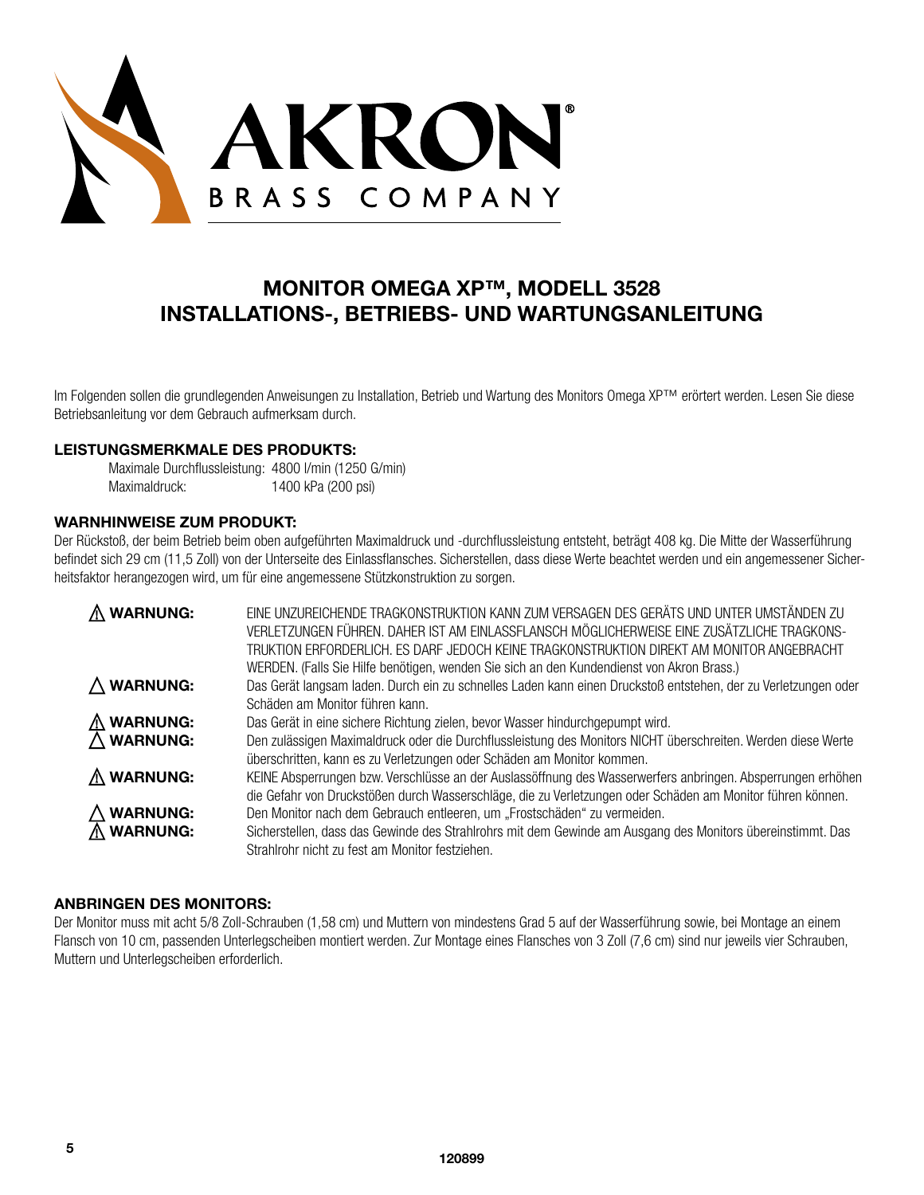AKRON®
BRASS COMPANY

# MONITOR OMEGA XP™, MODELL 3528
# INSTALLATIONS-, BETRIEBS- UND WARTUNGSANLEITUNG

Im Folgenden sollen die grundlegenden Anweisungen zu Installation, Betrieb und Wartung des Monitors Omega XP™ erörtert werden. Lesen Sie diese Betriebsanleitung vor dem Gebrauch aufmerksam durch.

**LEISTUNGSMERKMALE DES PRODUKTS:**

Maximale Durchflussleistung: 4800 l/min (1250 G/min)
Maximaldruck: 1400 kPa (200 psi)

**WARNHINWEISE ZUM PRODUKT:**

Der Rückstoß, der beim Betrieb beim oben aufgeführten Maximaldruck und -durchflussleistung entsteht, beträgt 408 kg. Die Mitte der Wasserführung befindet sich 29 cm (11,5 Zoll) von der Unterseite des Einlassflansches. Sicherstellen, dass diese Werte beachtet werden und ein angemessener Sicherheitsfaktor herangezogen wird, um für eine angemessene Stützkonstruktion zu sorgen.

| | |
|---|---|
| ⚠ **WARNUNG:** | EINE UNZUREICHENDE TRAGKONSTRUKTION KANN ZUM VERSAGEN DES GERÄTS UND UNTER UMSTÄNDEN ZU VERLETZUNGEN FÜHREN. DAHER IST AM EINLASSFLANSCH MÖGLICHERWEISE EINE ZUSÄTZLICHE TRAGKONSTRUKTION ERFORDERLICH. ES DARF JEDOCH KEINE TRAGKONSTRUKTION DIREKT AM MONITOR ANGEBRACHT WERDEN. (Falls Sie Hilfe benötigen, wenden Sie sich an den Kundendienst von Akron Brass.) |
| △ **WARNUNG:** | Das Gerät langsam laden. Durch ein zu schnelles Laden kann einen Druckstoß entstehen, der zu Verletzungen oder Schäden am Monitor führen kann. |
| ⚠ **WARNUNG:** | Das Gerät in eine sichere Richtung zielen, bevor Wasser hindurchgepumpt wird. |
| △ **WARNUNG:** | Den zulässigen Maximaldruck oder die Durchflussleistung des Monitors NICHT überschreiten. Werden diese Werte überschritten, kann es zu Verletzungen oder Schäden am Monitor kommen. |
| ⚠ **WARNUNG:** | KEINE Absperrungen bzw. Verschlüsse an der Auslassöffnung des Wasserwerfers anbringen. Absperrungen erhöhen die Gefahr von Druckstößen durch Wasserschläge, die zu Verletzungen oder Schäden am Monitor führen können. |
| △ **WARNUNG:** | Den Monitor nach dem Gebrauch entleeren, um „Frostschäden" zu vermeiden. |
| ⚠ **WARNUNG:** | Sicherstellen, dass das Gewinde des Strahlrohrs mit dem Gewinde am Ausgang des Monitors übereinstimmt. Das Strahlrohr nicht zu fest am Monitor festziehen. |

**ANBRINGEN DES MONITORS:**

Der Monitor muss mit acht 5/8 Zoll-Schrauben (1,58 cm) und Muttern von mindestens Grad 5 auf der Wasserführung sowie, bei Montage an einem Flansch von 10 cm, passenden Unterlegscheiben montiert werden. Zur Montage eines Flansches von 3 Zoll (7,6 cm) sind nur jeweils vier Schrauben, Muttern und Unterlegscheiben erforderlich.

120899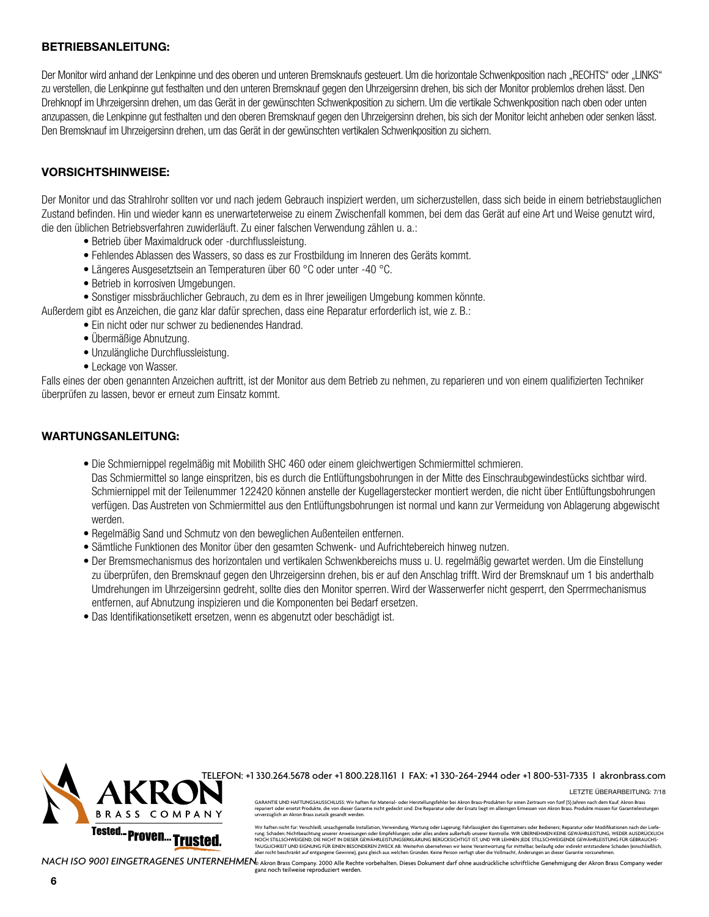## BETRIEBSANLEITUNG:

Der Monitor wird anhand der Lenkpinne und des oberen und unteren Bremsknaufs gesteuert. Um die horizontale Schwenkposition nach „RECHTS" oder „LINKS" zu verstellen, die Lenkpinne gut festhalten und den unteren Bremsknauf gegen den Uhrzeigersinn drehen, bis sich der Monitor problemlos drehen lässt. Den Drehknopf im Uhrzeigersinn drehen, um das Gerät in der gewünschten Schwenkposition zu sichern. Um die vertikale Schwenkposition nach oben oder unten anzupassen, die Lenkpinne gut festhalten und den oberen Bremsknauf gegen den Uhrzeigersinn drehen, bis sich der Monitor leicht anheben oder senken lässt. Den Bremsknauf im Uhrzeigersinn drehen, um das Gerät in der gewünschten vertikalen Schwenkposition zu sichern.

## VORSICHTSHINWEISE:

Der Monitor und das Strahlrohr sollten vor und nach jedem Gebrauch inspiziert werden, um sicherzustellen, dass sich beide in einem betriebstauglichen Zustand befinden. Hin und wieder kann es unerwarteterweise zu einem Zwischenfall kommen, bei dem das Gerät auf eine Art und Weise genutzt wird, die den üblichen Betriebsverfahren zuwiderläuft. Zu einer falschen Verwendung zählen u. a.:

- Betrieb über Maximaldruck oder -durchflussleistung.
- Fehlendes Ablassen des Wassers, so dass es zur Frostbildung im Inneren des Geräts kommt.
- Längeres Ausgesetztsein an Temperaturen über 60 °C oder unter -40 °C.
- Betrieb in korrosiven Umgebungen.
- Sonstiger missbräuchlicher Gebrauch, zu dem es in Ihrer jeweiligen Umgebung kommen könnte.

Außerdem gibt es Anzeichen, die ganz klar dafür sprechen, dass eine Reparatur erforderlich ist, wie z. B.:

- Ein nicht oder nur schwer zu bedienendes Handrad.
- Übermäßige Abnutzung.
- Unzulängliche Durchflussleistung.
- Leckage von Wasser.

Falls eines der oben genannten Anzeichen auftritt, ist der Monitor aus dem Betrieb zu nehmen, zu reparieren und von einem qualifizierten Techniker überprüfen zu lassen, bevor er erneut zum Einsatz kommt.

## WARTUNGSANLEITUNG:

- Die Schmiernippel regelmäßig mit Mobilith SHC 460 oder einem gleichwertigen Schmiermittel schmieren. Das Schmiermittel so lange einspritzen, bis es durch die Entlüftungsbohrungen in der Mitte des Einschraubgewindestücks sichtbar wird. Schmiernippel mit der Teilenummer 122420 können anstelle der Kugellagerstecker montiert werden, die nicht über Entlüftungsbohrungen verfügen. Das Austreten von Schmiermittel aus den Entlüftungsbohrungen ist normal und kann zur Vermeidung von Ablagerung abgewischt werden.
- Regelmäßig Sand und Schmutz von den beweglichen Außenteilen entfernen.
- Sämtliche Funktionen des Monitor über den gesamten Schwenk- und Aufrichtebereich hinweg nutzen.
- Der Bremsmechanismus des horizontalen und vertikalen Schwenkbereichs muss u. U. regelmäßig gewartet werden. Um die Einstellung zu überprüfen, den Bremsknauf gegen den Uhrzeigersinn drehen, bis er auf den Anschlag trifft. Wird der Bremsknauf um 1 bis anderthalb Umdrehungen im Uhrzeigersinn gedreht, sollte dies den Monitor sperren. Wird der Wasserwerfer nicht gesperrt, den Sperrmechanismus entfernen, auf Abnutzung inspizieren und die Komponenten bei Bedarf ersetzen.
- Das Identifikationsetikett ersetzen, wenn es abgenutzt oder beschädigt ist.

AKRON BRASS COMPANY

Tested... Proven... Trusted.

TELEFON: +1 330.264.5678 oder +1 800.228.1161 I FAX: +1 330-264-2944 oder +1 800-531-7335 I akronbrass.com

LETZTE ÜBERARBEITUNG: 7/18

GARANTIE UND HAFTUNGSAUSSCHLUSS: Wir haften für Material- oder Herstellungsfehler bei Akron Brass-Produkten für einen Zeitraum von fünf (5) Jahren nach dem Kauf. Akron Brass repariert oder ersetzt Produkte, die von dieser Garantie nicht gedeckt sind. Die Reparatur oder der Ersatz liegt im alleinigen Ermessen von Akron Brass. Produkte müssen für Garantieleistungen unverzüglich an Akron Brass zurück gesandt werden.

Wir haften nicht für: Verschleiß; unsachgemäße Installation, Verwendung, Wartung oder Lagerung; Fahrlässigkeit des Eigentümers oder Bedieners; Reparatur oder Modifikationen nach der Lieferung; Schäden; Nichtbeachtung unserer Anweisungen oder Empfehlungen; oder alles andere außerhalb unserer Kontrolle. WIR ÜBERNEHMEN KEINE GEWÄHRLEISTUNG, WEDER AUSDRÜCKLICH NOCH STILLSCHWEIGEND, DIE NICHT IN DIESER GEWÄHRLEISTUNGSERKLÄRUNG BERÜCKSICHTIGT IST, UND WIR LEHNEN JEDE STILLSCHWEIGENDE GEWÄHRLEISTUNG FÜR GEBRAUCHSTAUGLICHKEIT UND EIGNUNG FÜR EINEN BESONDEREN ZWECK AB. Weiterhin übernehmen wir keine Verantwortung für mittelbar, beiläufig oder indirekt entstandene Schäden (einschließlich, aber nicht beschränkt auf entgangene Gewinne), ganz gleich aus welchen Gründen. Keine Person verfügt über die Vollmacht, Änderungen an dieser Garantie vorzunehmen.

*NACH ISO 9001 EINGETRAGENES UNTERNEHMEN*

© Akron Brass Company. 2000 Alle Rechte vorbehalten. Dieses Dokument darf ohne ausdrückliche schriftliche Genehmigung der Akron Brass Company weder ganz noch teilweise reproduziert werden.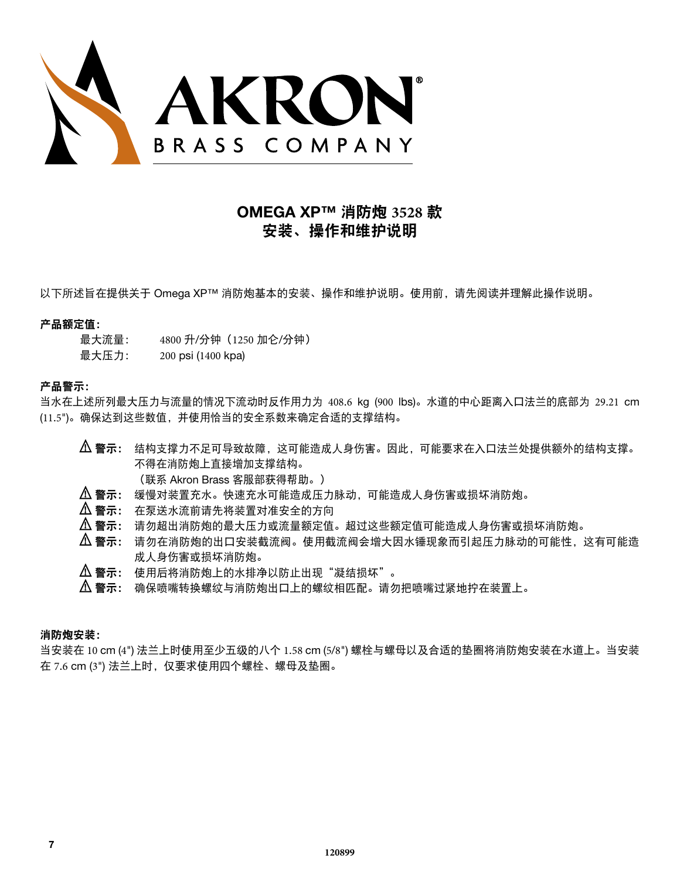# AKRON BRASS COMPANY

## OMEGA XP™ 消防炮 3528 款
## 安装、操作和维护说明

以下所述旨在提供关于 Omega XP™ 消防炮基本的安装、操作和维护说明。使用前，请先阅读并理解此操作说明。

**产品额定值：**

最大流量：　4800 升/分钟（1250 加仑/分钟）
最大压力：　200 psi (1400 kpa)

**产品警示：**

当水在上述所列最大压力与流量的情况下流动时反作用力为 408.6 kg (900 lbs)。水道的中心距离入口法兰的底部为 29.21 cm (11.5")。确保达到这些数值，并使用恰当的安全系数来确定合适的支撑结构。

- ⚠ **警示：** 结构支撑力不足可导致故障，这可能造成人身伤害。因此，可能要求在入口法兰处提供额外的结构支撑。不得在消防炮上直接增加支撑结构。（联系 Akron Brass 客服部获得帮助。）
- ⚠ **警示：** 缓慢对装置充水。快速充水可能造成压力脉动，可能造成人身伤害或损坏消防炮。
- ⚠ **警示：** 在泵送水流前请先将装置对准安全的方向
- ⚠ **警示：** 请勿超出消防炮的最大压力或流量额定值。超过这些额定值可能造成人身伤害或损坏消防炮。
- ⚠ **警示：** 请勿在消防炮的出口安装截流阀。使用截流阀会增大因水锤现象而引起压力脉动的可能性，这有可能造成人身伤害或损坏消防炮。
- ⚠ **警示：** 使用后将消防炮上的水排净以防止出现“凝结损坏”。
- ⚠ **警示：** 确保喷嘴转换螺纹与消防炮出口上的螺纹相匹配。请勿把喷嘴过紧地拧在装置上。

**消防炮安装：**

当安装在 10 cm (4") 法兰上时使用至少五级的八个 1.58 cm (5/8") 螺栓与螺母以及合适的垫圈将消防炮安装在水道上。当安装在 7.6 cm (3") 法兰上时，仅要求使用四个螺栓、螺母及垫圈。

120899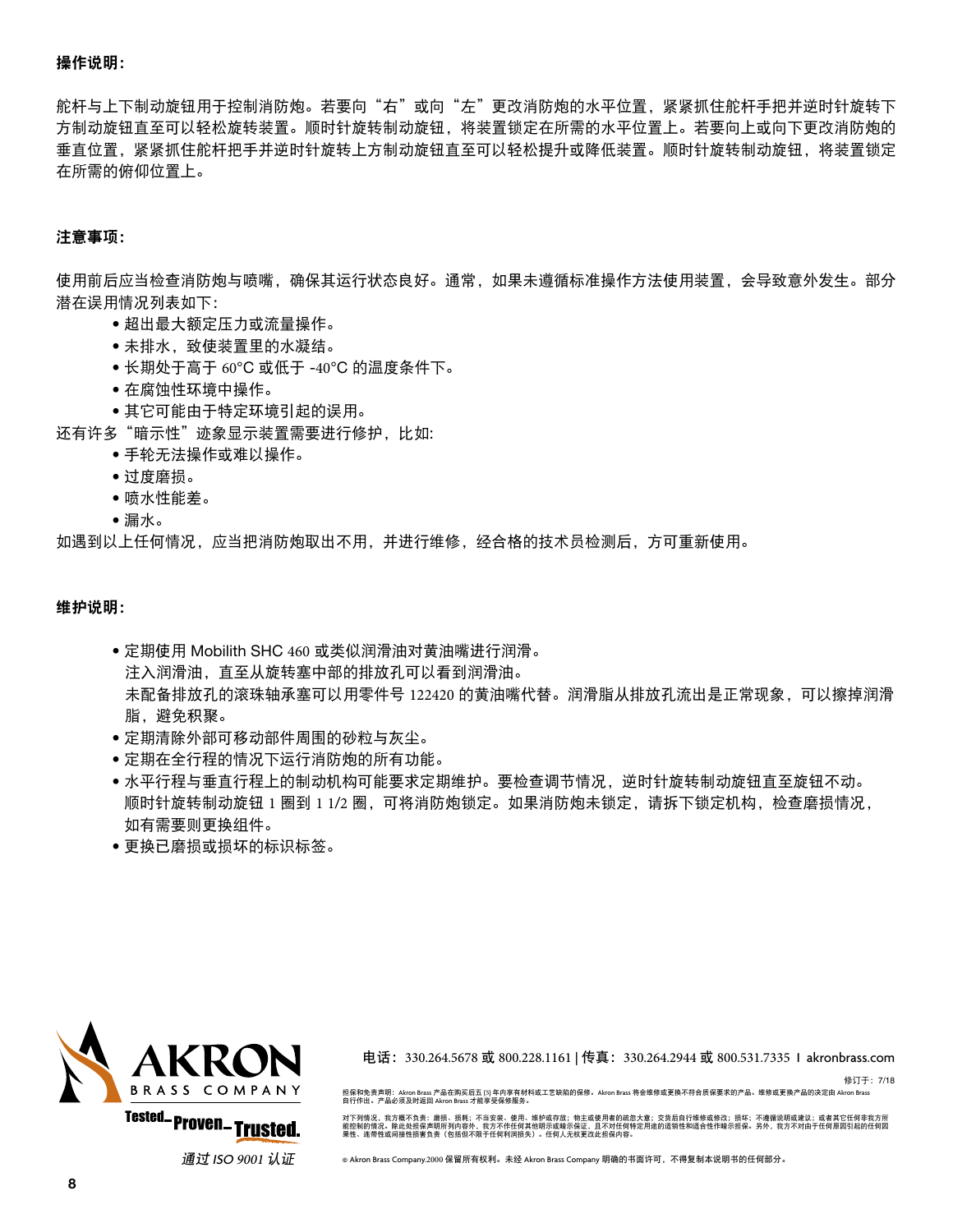**操作说明:**

舵杆与上下制动旋钮用于控制消防炮。若要向“右”或向“左”更改消防炮的水平位置，紧紧抓住舵杆手把并逆时针旋转下方制动旋钮直至可以轻松旋转装置。顺时针旋转制动旋钮，将装置锁定在所需的水平位置上。若要向上或向下更改消防炮的垂直位置，紧紧抓住舵杆把手并逆时针旋转上方制动旋钮直至可以轻松提升或降低装置。顺时针旋转制动旋钮，将装置锁定在所需的俯仰位置上。

**注意事项:**

使用前后应当检查消防炮与喷嘴，确保其运行状态良好。通常，如果未遵循标准操作方法使用装置，会导致意外发生。部分潜在误用情况列表如下:

- 超出最大额定压力或流量操作。
- 未排水，致使装置里的水凝结。
- 长期处于高于 60°C 或低于 -40°C 的温度条件下。
- 在腐蚀性环境中操作。
- 其它可能由于特定环境引起的误用。

还有许多“暗示性”迹象显示装置需要进行修护，比如:

- 手轮无法操作或难以操作。
- 过度磨损。
- 喷水性能差。
- 漏水。

如遇到以上任何情况，应当把消防炮取出不用，并进行维修，经合格的技术员检测后，方可重新使用。

**维护说明:**

- 定期使用 Mobilith SHC 460 或类似润滑油对黄油嘴进行润滑。
  注入润滑油，直至从旋转塞中部的排放孔可以看到润滑油。
  未配备排放孔的滚珠轴承塞可以用零件号 122420 的黄油嘴代替。润滑脂从排放孔流出是正常现象，可以擦掉润滑脂，避免积聚。
- 定期清除外部可移动部件周围的砂粒与灰尘。
- 定期在全行程的情况下运行消防炮的所有功能。
- 水平行程与垂直行程上的制动机构可能要求定期维护。要检查调节情况，逆时针旋转制动旋钮直至旋钮不动。顺时针旋转制动旋钮 1 圈到 1 1/2 圈，可将消防炮锁定。如果消防炮未锁定，请拆下锁定机构，检查磨损情况，如有需要则更换组件。
- 更换已磨损或损坏的标识标签。

AKRON BRASS COMPANY

Tested. Proven. Trusted.

*通过 ISO 9001 认证*

电话：330.264.5678 或 800.228.1161 | 传真：330.264.2944 或 800.531.7335 I akronbrass.com

修订于：7/18

担保和免责声明：Akron Brass 产品在购买后五 (5) 年内享有材料或工艺缺陷的保修。Akron Brass 将会维修或更换不符合质保要求的产品。维修或更换产品的决定由 Akron Brass 自行作出。产品必须及时返回 Akron Brass 才能享受保修服务。

对下列情况，我方概不负责：磨损、损耗；不当安装、使用、维护或存放；物主或使用者的疏忽大意；交货后自行维修或修改；损坏；不遵循说明或建议；或者其它任何非我方所能控制的情况。除此处担保声明所列内容外，我方不作任何其他明示或暗示保证，且不对任何特定用途的适销性和适合性作暗示担保。另外，我方不对由于任何原因引起的任何因果性、连带性或间接性损害负责（包括但不限于任何利润损失）。任何人无权更改此担保内容。

© Akron Brass Company.2000 保留所有权利。未经 Akron Brass Company 明确的书面许可，不得复制本说明书的任何部分。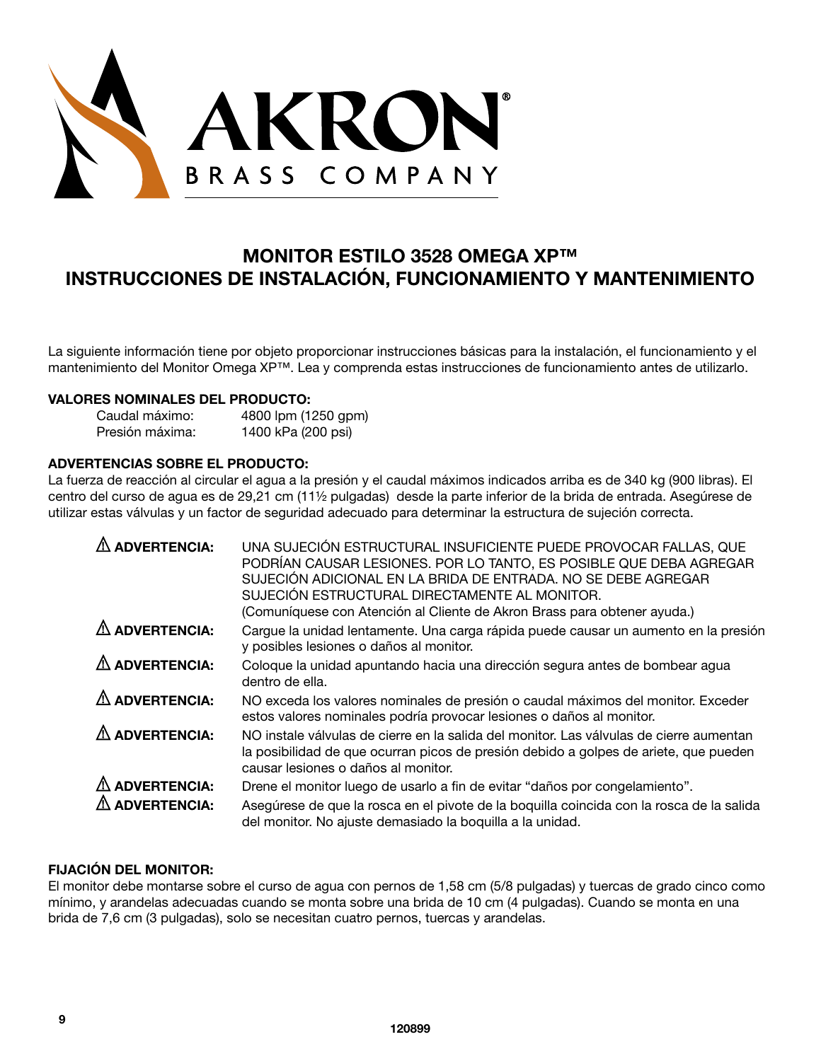# MONITOR ESTILO 3528 OMEGA XP™
# INSTRUCCIONES DE INSTALACIÓN, FUNCIONAMIENTO Y MANTENIMIENTO

La siguiente información tiene por objeto proporcionar instrucciones básicas para la instalación, el funcionamiento y el mantenimiento del Monitor Omega XP™. Lea y comprenda estas instrucciones de funcionamiento antes de utilizarlo.

**VALORES NOMINALES DEL PRODUCTO:**

| | |
|---|---|
| Caudal máximo: | 4800 lpm (1250 gpm) |
| Presión máxima: | 1400 kPa (200 psi) |

**ADVERTENCIAS SOBRE EL PRODUCTO:**

La fuerza de reacción al circular el agua a la presión y el caudal máximos indicados arriba es de 340 kg (900 libras). El centro del curso de agua es de 29,21 cm (11½ pulgadas) desde la parte inferior de la brida de entrada. Asegúrese de utilizar estas válvulas y un factor de seguridad adecuado para determinar la estructura de sujeción correcta.

| | |
|---|---|
| ⚠ **ADVERTENCIA:** | UNA SUJECIÓN ESTRUCTURAL INSUFICIENTE PUEDE PROVOCAR FALLAS, QUE PODRÍAN CAUSAR LESIONES. POR LO TANTO, ES POSIBLE QUE DEBA AGREGAR SUJECIÓN ADICIONAL EN LA BRIDA DE ENTRADA. NO SE DEBE AGREGAR SUJECIÓN ESTRUCTURAL DIRECTAMENTE AL MONITOR. (Comuníquese con Atención al Cliente de Akron Brass para obtener ayuda.) |
| ⚠ **ADVERTENCIA:** | Cargue la unidad lentamente. Una carga rápida puede causar un aumento en la presión y posibles lesiones o daños al monitor. |
| ⚠ **ADVERTENCIA:** | Coloque la unidad apuntando hacia una dirección segura antes de bombear agua dentro de ella. |
| ⚠ **ADVERTENCIA:** | NO exceda los valores nominales de presión o caudal máximos del monitor. Exceder estos valores nominales podría provocar lesiones o daños al monitor. |
| ⚠ **ADVERTENCIA:** | NO instale válvulas de cierre en la salida del monitor. Las válvulas de cierre aumentan la posibilidad de que ocurran picos de presión debido a golpes de ariete, que pueden causar lesiones o daños al monitor. |
| ⚠ **ADVERTENCIA:** | Drene el monitor luego de usarlo a fin de evitar “daños por congelamiento”. |
| ⚠ **ADVERTENCIA:** | Asegúrese de que la rosca en el pivote de la boquilla coincida con la rosca de la salida del monitor. No ajuste demasiado la boquilla a la unidad. |

**FIJACIÓN DEL MONITOR:**

El monitor debe montarse sobre el curso de agua con pernos de 1,58 cm (5/8 pulgadas) y tuercas de grado cinco como mínimo, y arandelas adecuadas cuando se monta sobre una brida de 10 cm (4 pulgadas). Cuando se monta en una brida de 7,6 cm (3 pulgadas), solo se necesitan cuatro pernos, tuercas y arandelas.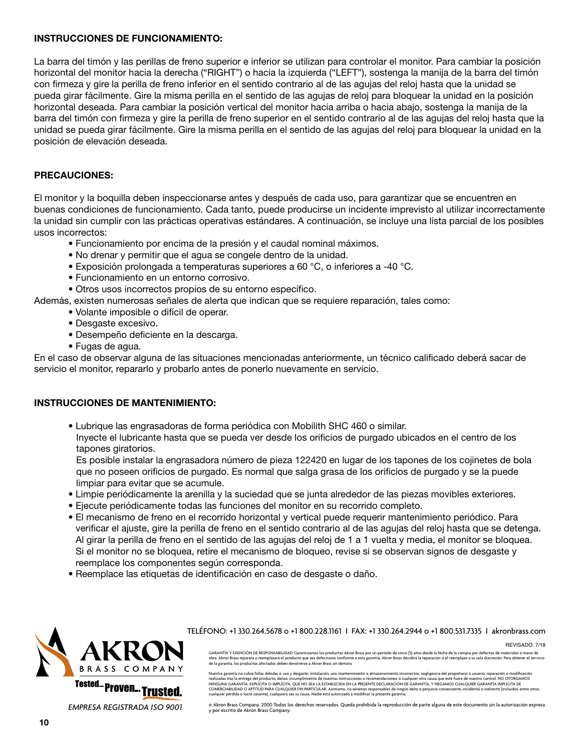**INSTRUCCIONES DE FUNCIONAMIENTO:**

La barra del timón y las perillas de freno superior e inferior se utilizan para controlar el monitor. Para cambiar la posición horizontal del monitor hacia la derecha ("RIGHT") o hacia la izquierda ("LEFT"), sostenga la manija de la barra del timón con firmeza y gire la perilla de freno inferior en el sentido contrario al de las agujas del reloj hasta que la unidad se pueda girar fácilmente. Gire la misma perilla en el sentido de las agujas de reloj para bloquear la unidad en la posición horizontal deseada. Para cambiar la posición vertical del monitor hacia arriba o hacia abajo, sostenga la manija de la barra del timón con firmeza y gire la perilla de freno superior en el sentido contrario al de las agujas del reloj hasta que la unidad se pueda girar fácilmente. Gire la misma perilla en el sentido de las agujas del reloj para bloquear la unidad en la posición de elevación deseada.

**PRECAUCIONES:**

El monitor y la boquilla deben inspeccionarse antes y después de cada uso, para garantizar que se encuentren en buenas condiciones de funcionamiento. Cada tanto, puede producirse un incidente imprevisto al utilizar incorrectamente la unidad sin cumplir con las prácticas operativas estándares. A continuación, se incluye una lista parcial de los posibles usos incorrectos:

- Funcionamiento por encima de la presión y el caudal nominal máximos.
- No drenar y permitir que el agua se congele dentro de la unidad.
- Exposición prolongada a temperaturas superiores a 60 °C, o inferiores a -40 °C.
- Funcionamiento en un entorno corrosivo.
- Otros usos incorrectos propios de su entorno específico.

Además, existen numerosas señales de alerta que indican que se requiere reparación, tales como:

- Volante imposible o difícil de operar.
- Desgaste excesivo.
- Desempeño deficiente en la descarga.
- Fugas de agua.

En el caso de observar alguna de las situaciones mencionadas anteriormente, un técnico calificado deberá sacar de servicio el monitor, repararlo y probarlo antes de ponerlo nuevamente en servicio.

**INSTRUCCIONES DE MANTENIMIENTO:**

- Lubrique las engrasadoras de forma periódica con Mobilith SHC 460 o similar.
  Inyecte el lubricante hasta que se pueda ver desde los orificios de purgado ubicados en el centro de los tapones giratorios.
  Es posible instalar la engrasadora número de pieza 122420 en lugar de los tapones de los cojinetes de bola que no posean orificios de purgado. Es normal que salga grasa de los orificios de purgado y se la puede limpiar para evitar que se acumule.
- Limpie periódicamente la arenilla y la suciedad que se junta alrededor de las piezas movibles exteriores.
- Ejecute periódicamente todas las funciones del monitor en su recorrido completo.
- El mecanismo de freno en el recorrido horizontal y vertical puede requerir mantenimiento periódico. Para verificar el ajuste, gire la perilla de freno en el sentido contrario al de las agujas del reloj hasta que se detenga. Al girar la perilla de freno en el sentido de las agujas del reloj de 1 a 1 vuelta y media, el monitor se bloquea. Si el monitor no se bloquea, retire el mecanismo de bloqueo, revise si se observan signos de desgaste y reemplace los componentes según corresponda.
- Reemplace las etiquetas de identificación en caso de desgaste o daño.

AKRON BRASS COMPANY

Tested... Proven... Trusted.

*EMPRESA REGISTRADA ISO 9001*

TELÉFONO: +1 330.264.5678 o +1 800.228.1161 I FAX: +1 330.264.2944 o +1 800.531.7335 I akronbrass.com

REVISADO: 7/18

GARANTÍA Y EXENCIÓN DE RESPONSABILIDAD: Garantizamos los productos Akron Brass por un período de cinco (5) años desde la fecha de la compra por defectos de materiales o mano de obra. Akron Brass reparará o reemplazará el producto que sea defectuoso conforme a esta garantía. Akron Brass decidirá la reparación o el reemplazo a su sola discreción. Para obtener el servicio de la garantía, los productos afectados deben devolverse a Akron Brass sin demora.

Nuestra garantía no cubre fallas debidas a: uso y desgaste; instalación, uso, mantenimiento o almacenamiento incorrectos; negligencia del propietario o usuario; reparación o modificación realizadas tras la entrega del producto; daños; incumplimiento de nuestras instrucciones o recomendaciones; o cualquier otra causa que esté fuera de nuestro control. NO OTORGAMOS NINGUNA GARANTÍA, EXPLÍCITA O IMPLÍCITA, QUE NO SEA LA ESTABLECIDA EN LA PRESENTE DECLARACIÓN DE GARANTÍA, Y NEGAMOS CUALQUIER GARANTÍA IMPLÍCITA DE COMERCIABILIDAD O APTITUD PARA CUALQUIER FIN PARTICULAR. Asimismo, no seremos responsables de ningún daño o perjuicio consecuente, incidental o indirecto (incluidos, entre otros, cualquier pérdida o lucro cesante), cualquiera sea su causa. Nadie está autorizado a modificar la presente garantía.

© Akron Brass Company. 2000 Todos los derechos reservados. Queda prohibida la reproducción de parte alguna de este documento sin la autorización expresa y por escrito de Akron Brass Company.